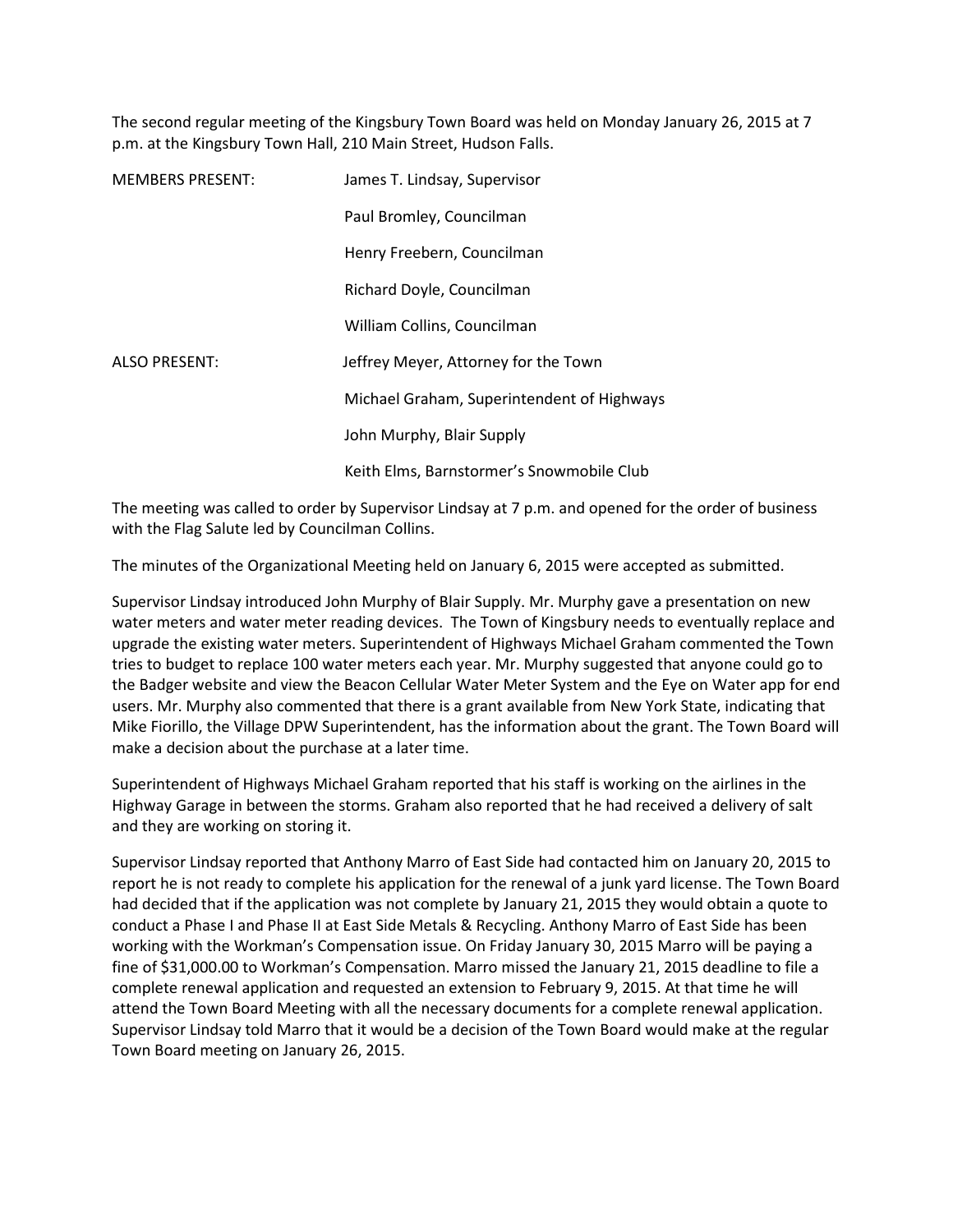The second regular meeting of the Kingsbury Town Board was held on Monday January 26, 2015 at 7 p.m. at the Kingsbury Town Hall, 210 Main Street, Hudson Falls.

| | |
|---|---|
| MEMBERS PRESENT: | James T. Lindsay, Supervisor |
| | Paul Bromley, Councilman |
| | Henry Freebern, Councilman |
| | Richard Doyle, Councilman |
| | William Collins, Councilman |
| ALSO PRESENT: | Jeffrey Meyer, Attorney for the Town |
| | Michael Graham, Superintendent of Highways |
| | John Murphy, Blair Supply |
| | Keith Elms, Barnstormer's Snowmobile Club |

The meeting was called to order by Supervisor Lindsay at 7 p.m. and opened for the order of business with the Flag Salute led by Councilman Collins.

The minutes of the Organizational Meeting held on January 6, 2015 were accepted as submitted.

Supervisor Lindsay introduced John Murphy of Blair Supply. Mr. Murphy gave a presentation on new water meters and water meter reading devices. The Town of Kingsbury needs to eventually replace and upgrade the existing water meters. Superintendent of Highways Michael Graham commented the Town tries to budget to replace 100 water meters each year. Mr. Murphy suggested that anyone could go to the Badger website and view the Beacon Cellular Water Meter System and the Eye on Water app for end users. Mr. Murphy also commented that there is a grant available from New York State, indicating that Mike Fiorillo, the Village DPW Superintendent, has the information about the grant. The Town Board will make a decision about the purchase at a later time.

Superintendent of Highways Michael Graham reported that his staff is working on the airlines in the Highway Garage in between the storms. Graham also reported that he had received a delivery of salt and they are working on storing it.

Supervisor Lindsay reported that Anthony Marro of East Side had contacted him on January 20, 2015 to report he is not ready to complete his application for the renewal of a junk yard license. The Town Board had decided that if the application was not complete by January 21, 2015 they would obtain a quote to conduct a Phase I and Phase II at East Side Metals & Recycling. Anthony Marro of East Side has been working with the Workman's Compensation issue. On Friday January 30, 2015 Marro will be paying a fine of $31,000.00 to Workman's Compensation. Marro missed the January 21, 2015 deadline to file a complete renewal application and requested an extension to February 9, 2015. At that time he will attend the Town Board Meeting with all the necessary documents for a complete renewal application. Supervisor Lindsay told Marro that it would be a decision of the Town Board would make at the regular Town Board meeting on January 26, 2015.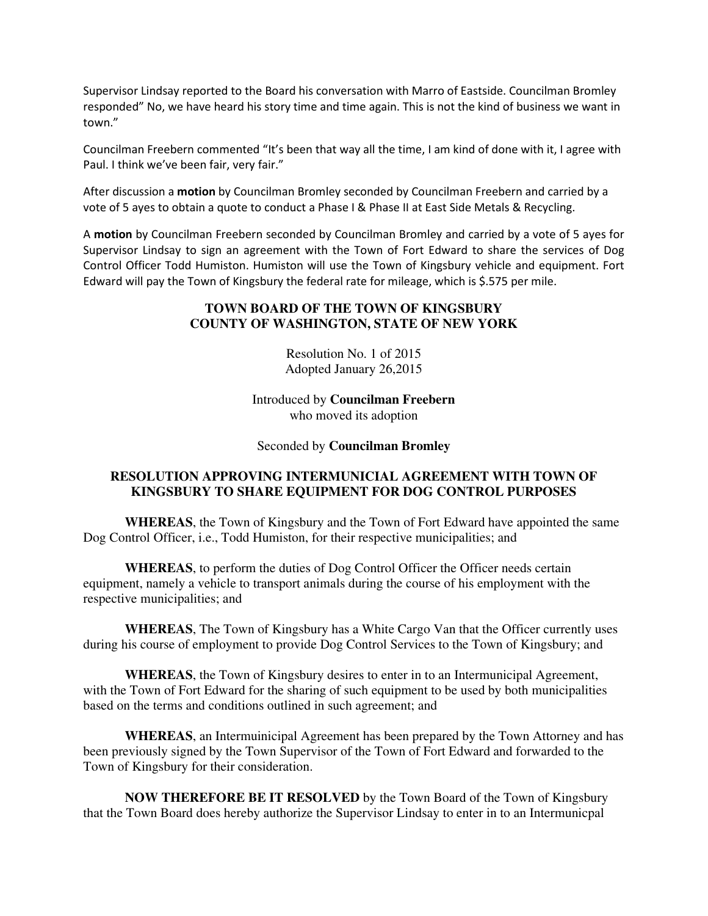Supervisor Lindsay reported to the Board his conversation with Marro of Eastside. Councilman Bromley responded" No, we have heard his story time and time again. This is not the kind of business we want in town."

Councilman Freebern commented "It's been that way all the time, I am kind of done with it, I agree with Paul. I think we've been fair, very fair."

After discussion a **motion** by Councilman Bromley seconded by Councilman Freebern and carried by a vote of 5 ayes to obtain a quote to conduct a Phase I & Phase II at East Side Metals & Recycling.

A **motion** by Councilman Freebern seconded by Councilman Bromley and carried by a vote of 5 ayes for Supervisor Lindsay to sign an agreement with the Town of Fort Edward to share the services of Dog Control Officer Todd Humiston. Humiston will use the Town of Kingsbury vehicle and equipment. Fort Edward will pay the Town of Kingsbury the federal rate for mileage, which is $.575 per mile.

**TOWN BOARD OF THE TOWN OF KINGSBURY**
**COUNTY OF WASHINGTON, STATE OF NEW YORK**

Resolution No. 1 of 2015
Adopted January 26,2015

Introduced by **Councilman Freebern**
who moved its adoption

Seconded by **Councilman Bromley**

**RESOLUTION APPROVING INTERMUNICIAL AGREEMENT WITH TOWN OF KINGSBURY TO SHARE EQUIPMENT FOR DOG CONTROL PURPOSES**

**WHEREAS**, the Town of Kingsbury and the Town of Fort Edward have appointed the same Dog Control Officer, i.e., Todd Humiston, for their respective municipalities; and

**WHEREAS**, to perform the duties of Dog Control Officer the Officer needs certain equipment, namely a vehicle to transport animals during the course of his employment with the respective municipalities; and

**WHEREAS**, The Town of Kingsbury has a White Cargo Van that the Officer currently uses during his course of employment to provide Dog Control Services to the Town of Kingsbury; and

**WHEREAS**, the Town of Kingsbury desires to enter in to an Intermunicipal Agreement, with the Town of Fort Edward for the sharing of such equipment to be used by both municipalities based on the terms and conditions outlined in such agreement; and

**WHEREAS**, an Intermuinicipal Agreement has been prepared by the Town Attorney and has been previously signed by the Town Supervisor of the Town of Fort Edward and forwarded to the Town of Kingsbury for their consideration.

**NOW THEREFORE BE IT RESOLVED** by the Town Board of the Town of Kingsbury that the Town Board does hereby authorize the Supervisor Lindsay to enter in to an Intermunicpal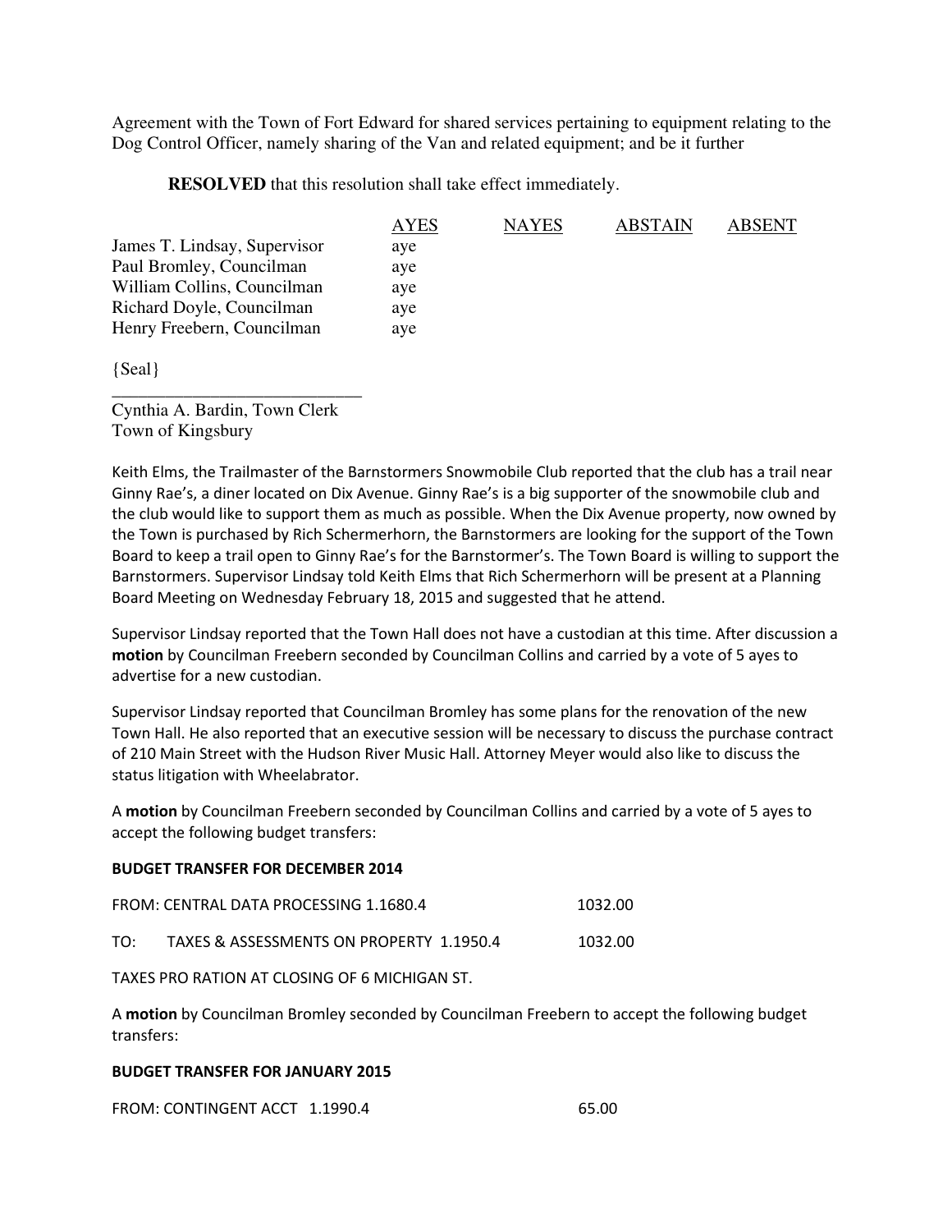Agreement with the Town of Fort Edward for shared services pertaining to equipment relating to the Dog Control Officer, namely sharing of the Van and related equipment; and be it further

**RESOLVED** that this resolution shall take effect immediately.

| | AYES | NAYES | ABSTAIN | ABSENT |
|---|---|---|---|---|
| James T. Lindsay, Supervisor | aye | | | |
| Paul Bromley, Councilman | aye | | | |
| William Collins, Councilman | aye | | | |
| Richard Doyle, Councilman | aye | | | |
| Henry Freebern, Councilman | aye | | | |

{Seal}

_____________________________
Cynthia A. Bardin, Town Clerk
Town of Kingsbury

Keith Elms, the Trailmaster of the Barnstormers Snowmobile Club reported that the club has a trail near Ginny Rae's, a diner located on Dix Avenue. Ginny Rae's is a big supporter of the snowmobile club and the club would like to support them as much as possible. When the Dix Avenue property, now owned by the Town is purchased by Rich Schermerhorn, the Barnstormers are looking for the support of the Town Board to keep a trail open to Ginny Rae's for the Barnstormer's. The Town Board is willing to support the Barnstormers. Supervisor Lindsay told Keith Elms that Rich Schermerhorn will be present at a Planning Board Meeting on Wednesday February 18, 2015 and suggested that he attend.

Supervisor Lindsay reported that the Town Hall does not have a custodian at this time. After discussion a **motion** by Councilman Freebern seconded by Councilman Collins and carried by a vote of 5 ayes to advertise for a new custodian.

Supervisor Lindsay reported that Councilman Bromley has some plans for the renovation of the new Town Hall. He also reported that an executive session will be necessary to discuss the purchase contract of 210 Main Street with the Hudson River Music Hall. Attorney Meyer would also like to discuss the status litigation with Wheelabrator.

A **motion** by Councilman Freebern seconded by Councilman Collins and carried by a vote of 5 ayes to accept the following budget transfers:

**BUDGET TRANSFER FOR DECEMBER 2014**

| | | |
|---|---|---|
| FROM: | CENTRAL DATA PROCESSING 1.1680.4 | 1032.00 |
| TO: | TAXES & ASSESSMENTS ON PROPERTY 1.1950.4 | 1032.00 |

TAXES PRO RATION AT CLOSING OF 6 MICHIGAN ST.

A **motion** by Councilman Bromley seconded by Councilman Freebern to accept the following budget transfers:

**BUDGET TRANSFER FOR JANUARY 2015**

| | | |
|---|---|---|
| FROM: | CONTINGENT ACCT 1.1990.4 | 65.00 |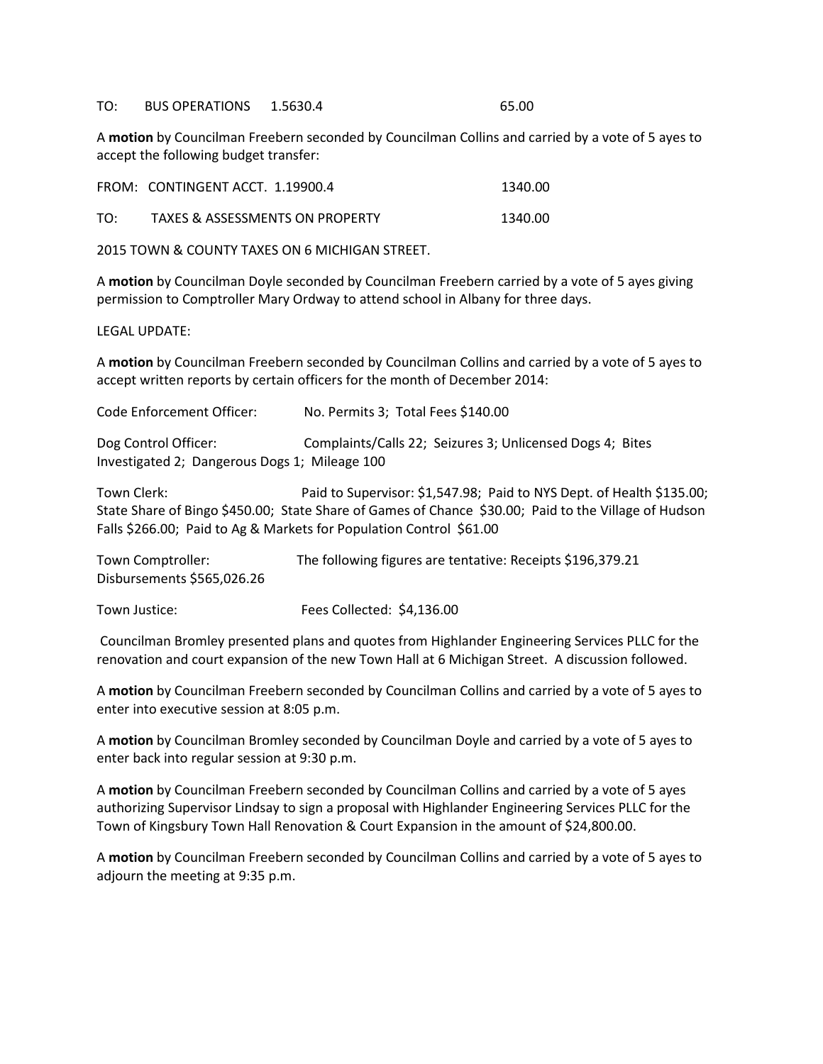TO: BUS OPERATIONS 1.5630.4 65.00

A **motion** by Councilman Freebern seconded by Councilman Collins and carried by a vote of 5 ayes to accept the following budget transfer:

| | | |
|---|---|---|
| FROM: | CONTINGENT ACCT. 1.19900.4 | 1340.00 |
| TO: | TAXES & ASSESSMENTS ON PROPERTY | 1340.00 |

2015 TOWN & COUNTY TAXES ON 6 MICHIGAN STREET.

A **motion** by Councilman Doyle seconded by Councilman Freebern carried by a vote of 5 ayes giving permission to Comptroller Mary Ordway to attend school in Albany for three days.

LEGAL UPDATE:

A **motion** by Councilman Freebern seconded by Councilman Collins and carried by a vote of 5 ayes to accept written reports by certain officers for the month of December 2014:

Code Enforcement Officer: No. Permits 3; Total Fees $140.00

Dog Control Officer: Complaints/Calls 22; Seizures 3; Unlicensed Dogs 4; Bites Investigated 2; Dangerous Dogs 1; Mileage 100

Town Clerk: Paid to Supervisor: $1,547.98; Paid to NYS Dept. of Health $135.00; State Share of Bingo $450.00; State Share of Games of Chance $30.00; Paid to the Village of Hudson Falls $266.00; Paid to Ag & Markets for Population Control $61.00

Town Comptroller: The following figures are tentative: Receipts $196,379.21 Disbursements $565,026.26

Town Justice: Fees Collected: $4,136.00

Councilman Bromley presented plans and quotes from Highlander Engineering Services PLLC for the renovation and court expansion of the new Town Hall at 6 Michigan Street. A discussion followed.

A **motion** by Councilman Freebern seconded by Councilman Collins and carried by a vote of 5 ayes to enter into executive session at 8:05 p.m.

A **motion** by Councilman Bromley seconded by Councilman Doyle and carried by a vote of 5 ayes to enter back into regular session at 9:30 p.m.

A **motion** by Councilman Freebern seconded by Councilman Collins and carried by a vote of 5 ayes authorizing Supervisor Lindsay to sign a proposal with Highlander Engineering Services PLLC for the Town of Kingsbury Town Hall Renovation & Court Expansion in the amount of $24,800.00.

A **motion** by Councilman Freebern seconded by Councilman Collins and carried by a vote of 5 ayes to adjourn the meeting at 9:35 p.m.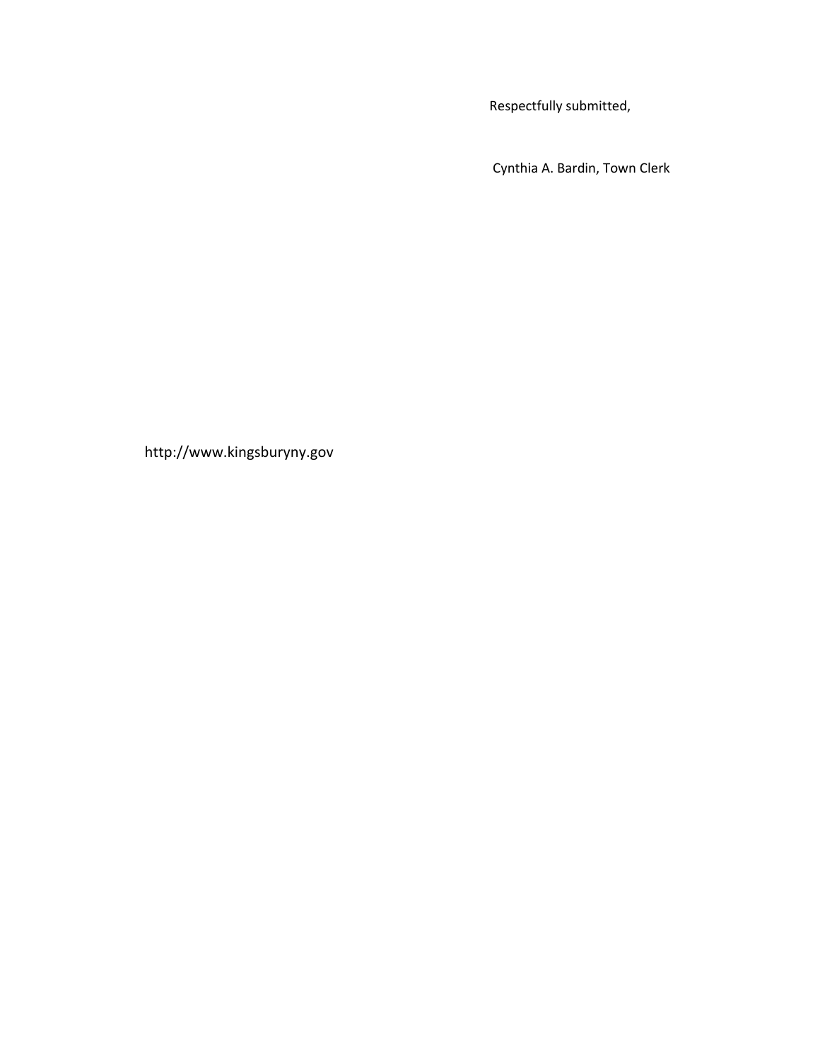Respectfully submitted,

Cynthia A. Bardin, Town Clerk

http://www.kingsburyny.gov